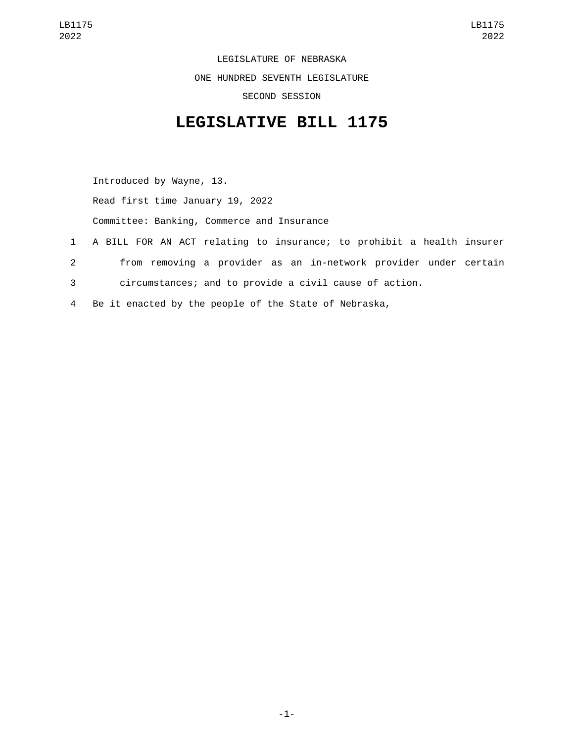LEGISLATURE OF NEBRASKA

ONE HUNDRED SEVENTH LEGISLATURE

SECOND SESSION

# LEGISLATIVE BILL 1175

Introduced by Wayne, 13.

Read first time January 19, 2022

Committee: Banking, Commerce and Insurance

1 A BILL FOR AN ACT relating to insurance; to prohibit a health insurer
2 from removing a provider as an in-network provider under certain
3 circumstances; and to provide a civil cause of action.
4 Be it enacted by the people of the State of Nebraska,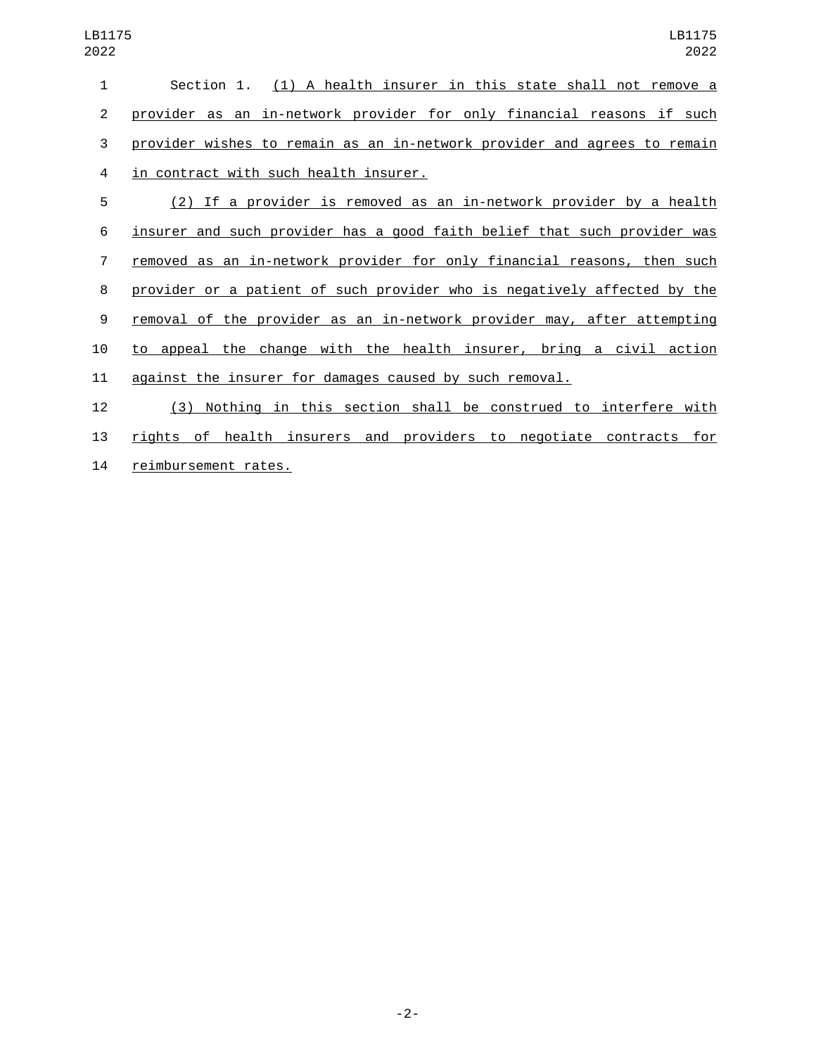Section 1. (1) A health insurer in this state shall not remove a provider as an in-network provider for only financial reasons if such provider wishes to remain as an in-network provider and agrees to remain in contract with such health insurer.

(2) If a provider is removed as an in-network provider by a health insurer and such provider has a good faith belief that such provider was removed as an in-network provider for only financial reasons, then such provider or a patient of such provider who is negatively affected by the removal of the provider as an in-network provider may, after attempting to appeal the change with the health insurer, bring a civil action against the insurer for damages caused by such removal.

(3) Nothing in this section shall be construed to interfere with rights of health insurers and providers to negotiate contracts for reimbursement rates.